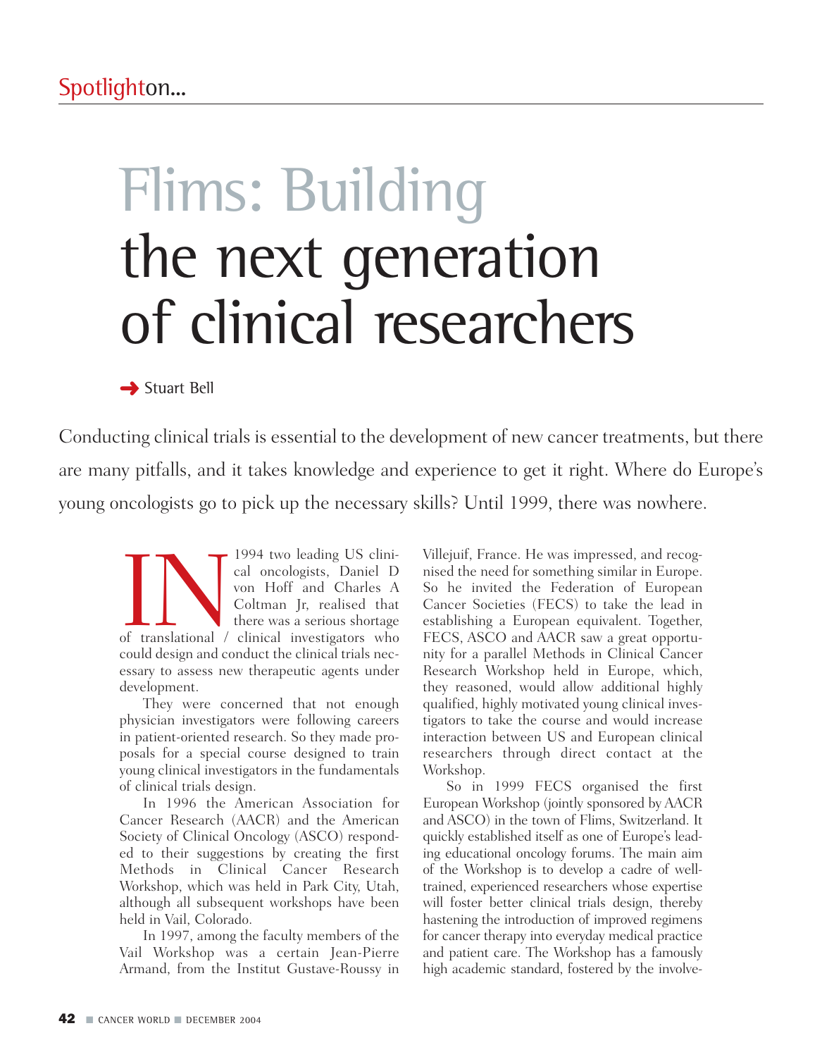Spotlighton...

# Flims: Building the next generation of clinical researchers

Stuart Bell

Conducting clinical trials is essential to the development of new cancer treatments, but there are many pitfalls, and it takes knowledge and experience to get it right. Where do Europe's young oncologists go to pick up the necessary skills? Until 1999, there was nowhere.

IN 1994 two leading US clinical oncologists, Daniel D von Hoff and Charles A Coltman Jr, realised that there was a serious shortage of translational / clinical investigators who could design and conduct the clinical trials necessary to assess new therapeutic agents under development.

They were concerned that not enough physician investigators were following careers in patient-oriented research. So they made proposals for a special course designed to train young clinical investigators in the fundamentals of clinical trials design.

In 1996 the American Association for Cancer Research (AACR) and the American Society of Clinical Oncology (ASCO) responded to their suggestions by creating the first Methods in Clinical Cancer Research Workshop, which was held in Park City, Utah, although all subsequent workshops have been held in Vail, Colorado.

In 1997, among the faculty members of the Vail Workshop was a certain Jean-Pierre Armand, from the Institut Gustave-Roussy in Villejuif, France. He was impressed, and recognised the need for something similar in Europe. So he invited the Federation of European Cancer Societies (FECS) to take the lead in establishing a European equivalent. Together, FECS, ASCO and AACR saw a great opportunity for a parallel Methods in Clinical Cancer Research Workshop held in Europe, which, they reasoned, would allow additional highly qualified, highly motivated young clinical investigators to take the course and would increase interaction between US and European clinical researchers through direct contact at the Workshop.

So in 1999 FECS organised the first European Workshop (jointly sponsored by AACR and ASCO) in the town of Flims, Switzerland. It quickly established itself as one of Europe's leading educational oncology forums. The main aim of the Workshop is to develop a cadre of well-trained, experienced researchers whose expertise will foster better clinical trials design, thereby hastening the introduction of improved regimens for cancer therapy into everyday medical practice and patient care. The Workshop has a famously high academic standard, fostered by the involve-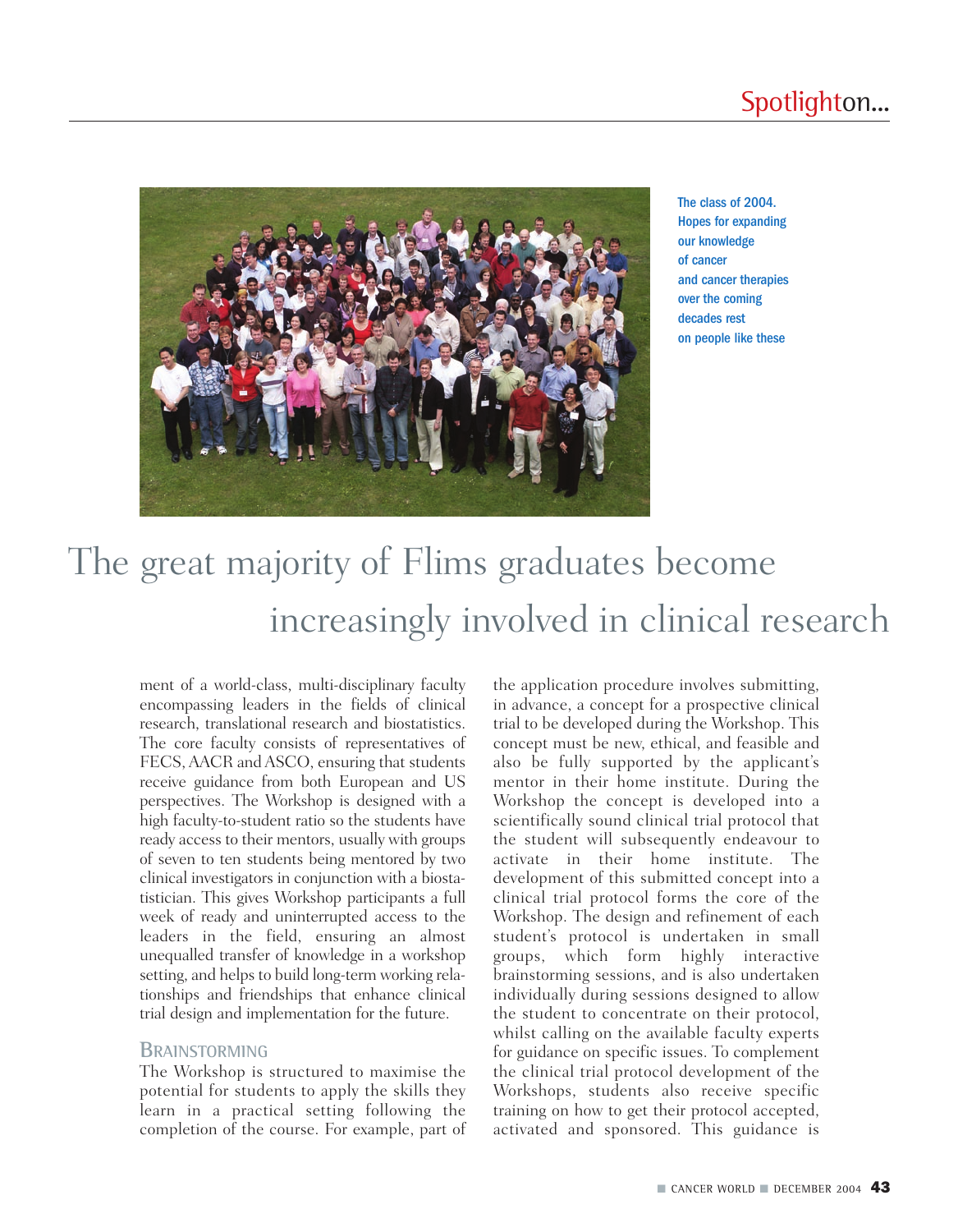The class of 2004. Hopes for expanding our knowledge of cancer and cancer therapies over the coming decades rest on people like these

# The great majority of Flims graduates become increasingly involved in clinical research

ment of a world-class, multi-disciplinary faculty encompassing leaders in the fields of clinical research, translational research and biostatistics. The core faculty consists of representatives of FECS, AACR and ASCO, ensuring that students receive guidance from both European and US perspectives. The Workshop is designed with a high faculty-to-student ratio so the students have ready access to their mentors, usually with groups of seven to ten students being mentored by two clinical investigators in conjunction with a biostatistician. This gives Workshop participants a full week of ready and uninterrupted access to the leaders in the field, ensuring an almost unequalled transfer of knowledge in a workshop setting, and helps to build long-term working relationships and friendships that enhance clinical trial design and implementation for the future.

## BRAINSTORMING

The Workshop is structured to maximise the potential for students to apply the skills they learn in a practical setting following the completion of the course. For example, part of the application procedure involves submitting, in advance, a concept for a prospective clinical trial to be developed during the Workshop. This concept must be new, ethical, and feasible and also be fully supported by the applicant's mentor in their home institute. During the Workshop the concept is developed into a scientifically sound clinical trial protocol that the student will subsequently endeavour to activate in their home institute. The development of this submitted concept into a clinical trial protocol forms the core of the Workshop. The design and refinement of each student's protocol is undertaken in small groups, which form highly interactive brainstorming sessions, and is also undertaken individually during sessions designed to allow the student to concentrate on their protocol, whilst calling on the available faculty experts for guidance on specific issues. To complement the clinical trial protocol development of the Workshops, students also receive specific training on how to get their protocol accepted, activated and sponsored. This guidance is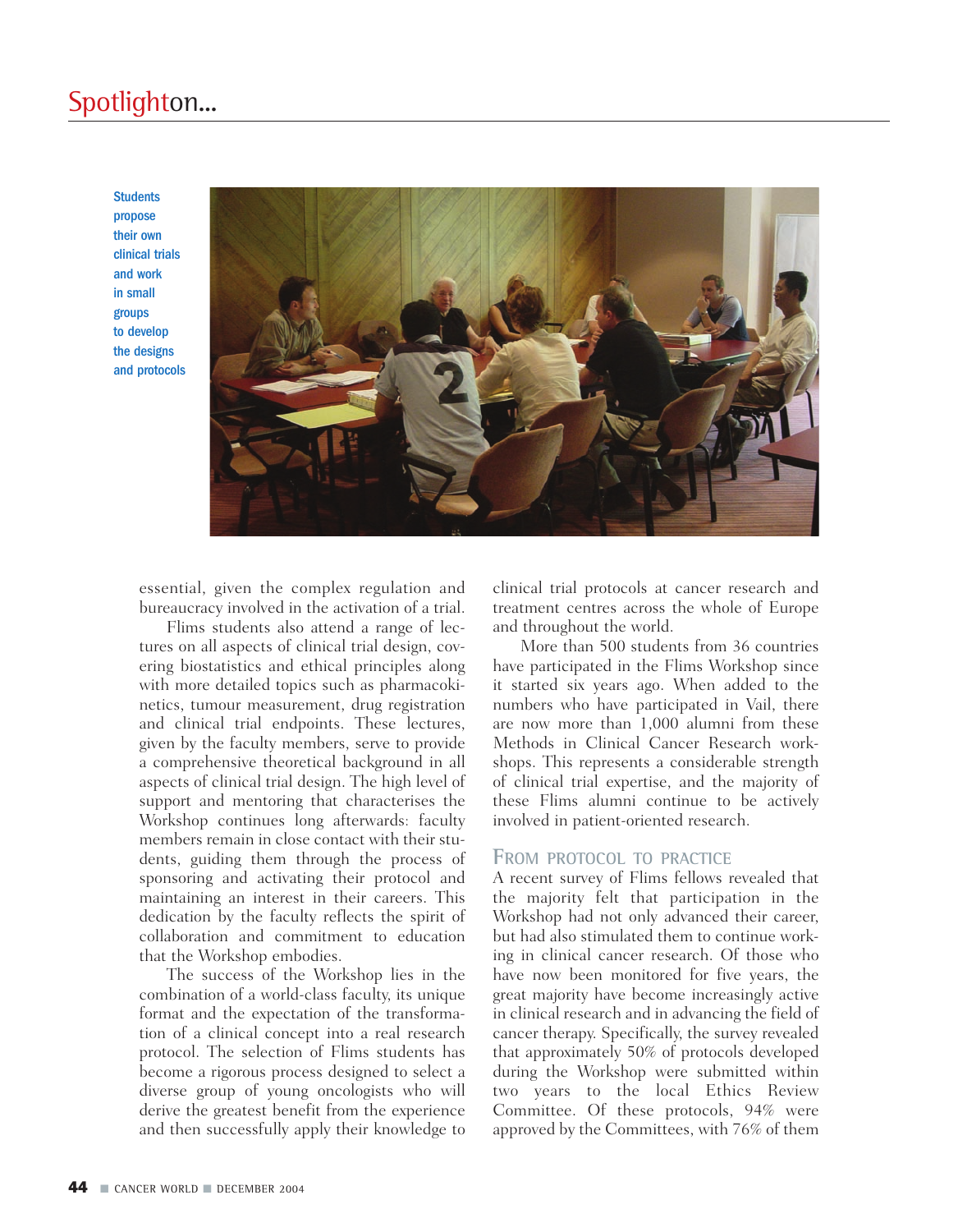Students propose their own clinical trials and work in small groups to develop the designs and protocols

essential, given the complex regulation and bureaucracy involved in the activation of a trial.

Flims students also attend a range of lectures on all aspects of clinical trial design, covering biostatistics and ethical principles along with more detailed topics such as pharmacokinetics, tumour measurement, drug registration and clinical trial endpoints. These lectures, given by the faculty members, serve to provide a comprehensive theoretical background in all aspects of clinical trial design. The high level of support and mentoring that characterises the Workshop continues long afterwards: faculty members remain in close contact with their students, guiding them through the process of sponsoring and activating their protocol and maintaining an interest in their careers. This dedication by the faculty reflects the spirit of collaboration and commitment to education that the Workshop embodies.

The success of the Workshop lies in the combination of a world-class faculty, its unique format and the expectation of the transformation of a clinical concept into a real research protocol. The selection of Flims students has become a rigorous process designed to select a diverse group of young oncologists who will derive the greatest benefit from the experience and then successfully apply their knowledge to clinical trial protocols at cancer research and treatment centres across the whole of Europe and throughout the world.

More than 500 students from 36 countries have participated in the Flims Workshop since it started six years ago. When added to the numbers who have participated in Vail, there are now more than 1,000 alumni from these Methods in Clinical Cancer Research workshops. This represents a considerable strength of clinical trial expertise, and the majority of these Flims alumni continue to be actively involved in patient-oriented research.

## From protocol to practice

A recent survey of Flims fellows revealed that the majority felt that participation in the Workshop had not only advanced their career, but had also stimulated them to continue working in clinical cancer research. Of those who have now been monitored for five years, the great majority have become increasingly active in clinical research and in advancing the field of cancer therapy. Specifically, the survey revealed that approximately 50% of protocols developed during the Workshop were submitted within two years to the local Ethics Review Committee. Of these protocols, 94% were approved by the Committees, with 76% of them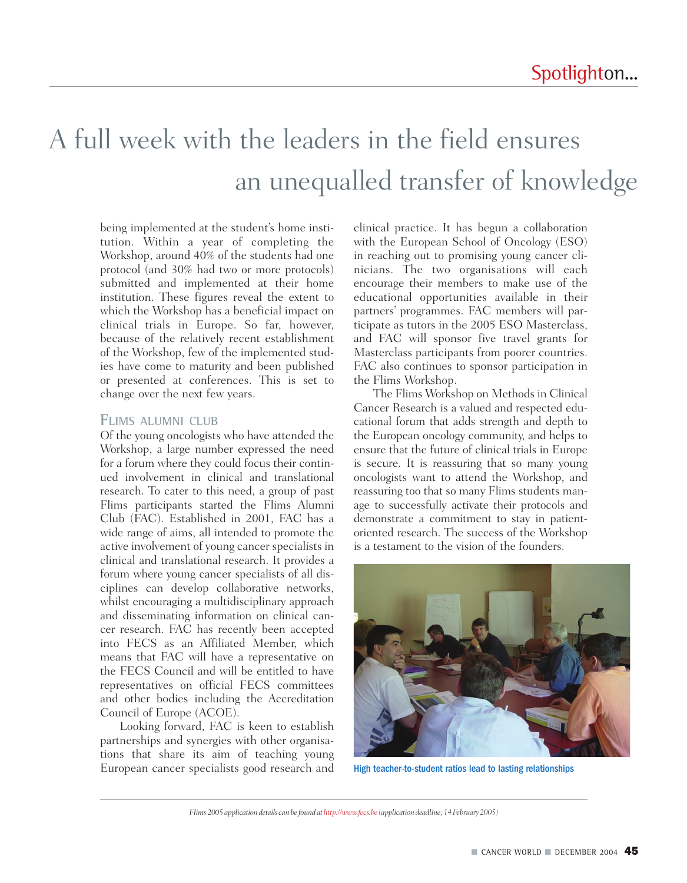# A full week with the leaders in the field ensures an unequalled transfer of knowledge

being implemented at the student's home institution. Within a year of completing the Workshop, around 40% of the students had one protocol (and 30% had two or more protocols) submitted and implemented at their home institution. These figures reveal the extent to which the Workshop has a beneficial impact on clinical trials in Europe. So far, however, because of the relatively recent establishment of the Workshop, few of the implemented studies have come to maturity and been published or presented at conferences. This is set to change over the next few years.

## FLIMS ALUMNI CLUB

Of the young oncologists who have attended the Workshop, a large number expressed the need for a forum where they could focus their continued involvement in clinical and translational research. To cater to this need, a group of past Flims participants started the Flims Alumni Club (FAC). Established in 2001, FAC has a wide range of aims, all intended to promote the active involvement of young cancer specialists in clinical and translational research. It provides a forum where young cancer specialists of all disciplines can develop collaborative networks, whilst encouraging a multidisciplinary approach and disseminating information on clinical cancer research. FAC has recently been accepted into FECS as an Affiliated Member, which means that FAC will have a representative on the FECS Council and will be entitled to have representatives on official FECS committees and other bodies including the Accreditation Council of Europe (ACOE).

Looking forward, FAC is keen to establish partnerships and synergies with other organisations that share its aim of teaching young European cancer specialists good research and clinical practice. It has begun a collaboration with the European School of Oncology (ESO) in reaching out to promising young cancer clinicians. The two organisations will each encourage their members to make use of the educational opportunities available in their partners' programmes. FAC members will participate as tutors in the 2005 ESO Masterclass, and FAC will sponsor five travel grants for Masterclass participants from poorer countries. FAC also continues to sponsor participation in the Flims Workshop.

The Flims Workshop on Methods in Clinical Cancer Research is a valued and respected educational forum that adds strength and depth to the European oncology community, and helps to ensure that the future of clinical trials in Europe is secure. It is reassuring that so many young oncologists want to attend the Workshop, and reassuring too that so many Flims students manage to successfully activate their protocols and demonstrate a commitment to stay in patient-oriented research. The success of the Workshop is a testament to the vision of the founders.

High teacher-to-student ratios lead to lasting relationships

*Flims 2005 application details can be found at http://www.fecs.be (application deadline; 14 February 2005)*